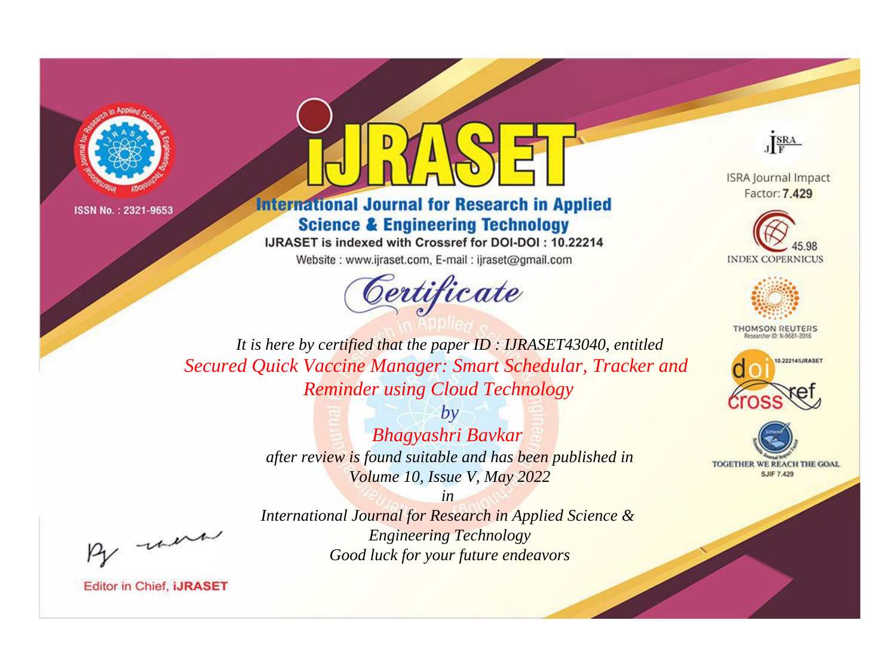ISSN No. : 2321-9653

# IJRASET

## International Journal for Research in Applied Science & Engineering Technology

IJRASET is indexed with Crossref for DOI-DOI : 10.22214

Website : www.ijraset.com, E-mail : ijraset@gmail.com

ISRA Journal Impact Factor: **7.429**

45.98 INDEX COPERNICUS

THOMSON REUTERS Researcher ID: N-9681-2016

10.22214/IJRASET

TOGETHER WE REACH THE GOAL SJIF 7.429

# *Certificate*

*It is here by certified that the paper ID : IJRASET43040, entitled*

*Secured Quick Vaccine Manager: Smart Schedular, Tracker and Reminder using Cloud Technology*

*by*

*Bhagyashri Bavkar*

*after review is found suitable and has been published in*

*Volume 10, Issue V, May 2022*

*in*

*International Journal for Research in Applied Science & Engineering Technology*

*Good luck for your future endeavors*

Editor in Chief, **iJRASET**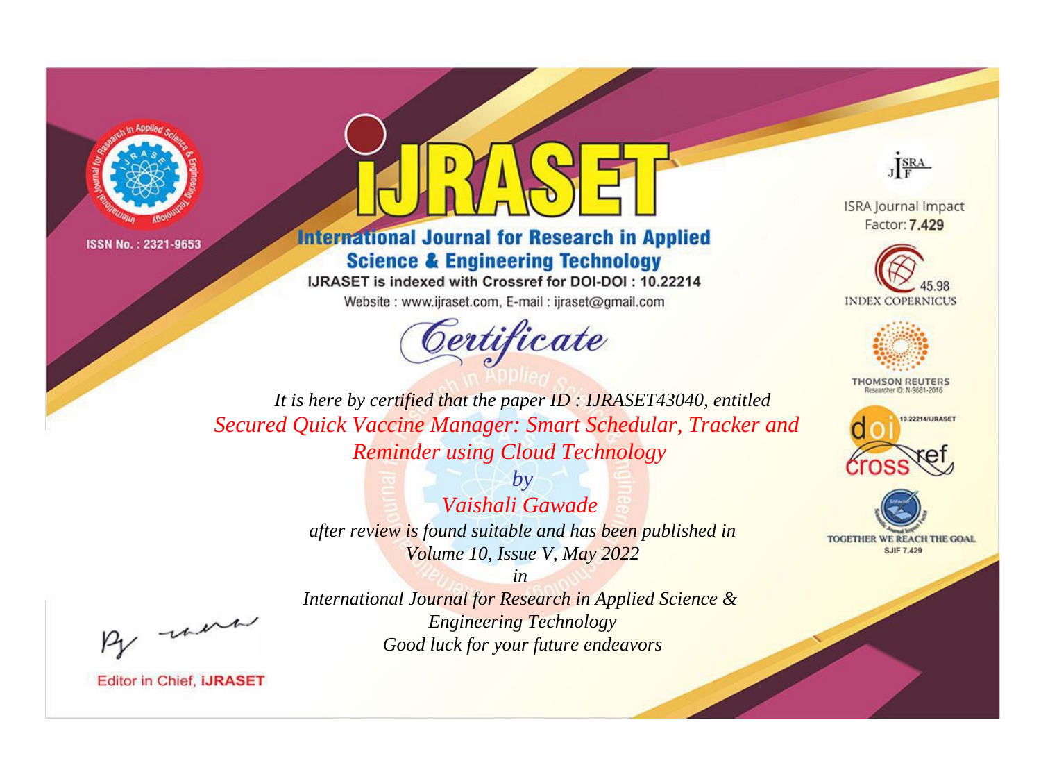ISSN No. : 2321-9653

# IJRASET

## International Journal for Research in Applied Science & Engineering Technology

IJRASET is indexed with Crossref for DOI-DOI : 10.22214

Website : www.ijraset.com, E-mail : ijraset@gmail.com

ISRA Journal Impact Factor: **7.429**

45.98 INDEX COPERNICUS

THOMSON REUTERS Researcher ID: N-9681-2016

10.22214/IJRASET

TOGETHER WE REACH THE GOAL SJIF 7.429

*Certificate*

*It is here by certified that the paper ID : IJRASET43040, entitled*

*Secured Quick Vaccine Manager: Smart Schedular, Tracker and Reminder using Cloud Technology*

*by*

*Vaishali Gawade*

*after review is found suitable and has been published in*

*Volume 10, Issue V, May 2022*

*in*

*International Journal for Research in Applied Science & Engineering Technology*

*Good luck for your future endeavors*

Editor in Chief, **iJRASET**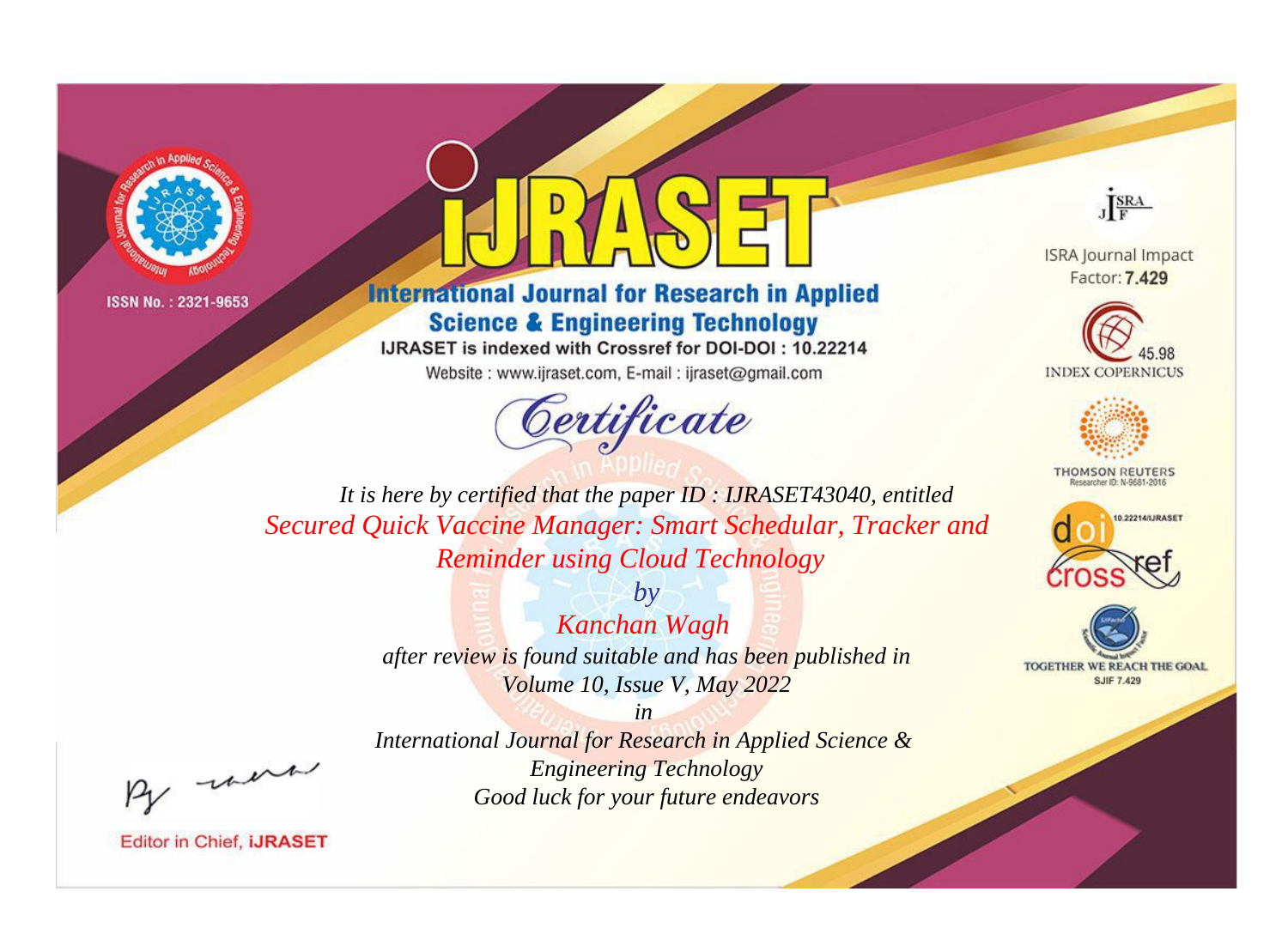ISSN No. : 2321-9653

# iJRASET

## International Journal for Research in Applied Science & Engineering Technology

IJRASET is indexed with Crossref for DOI-DOI : 10.22214

Website : www.ijraset.com, E-mail : ijraset@gmail.com

*Certificate*

*It is here by certified that the paper ID : IJRASET43040, entitled*

*Secured Quick Vaccine Manager: Smart Schedular, Tracker and Reminder using Cloud Technology*

*by*

*Kanchan Wagh*

*after review is found suitable and has been published in*

*Volume 10, Issue V, May 2022*

*in*

*International Journal for Research in Applied Science & Engineering Technology*

*Good luck for your future endeavors*

Editor in Chief, iJRASET

ISRA Journal Impact Factor: **7.429**

45.98 INDEX COPERNICUS

THOMSON REUTERS Researcher ID: N-9681-2016

10.22214/IJRASET

TOGETHER WE REACH THE GOAL SJIF 7.429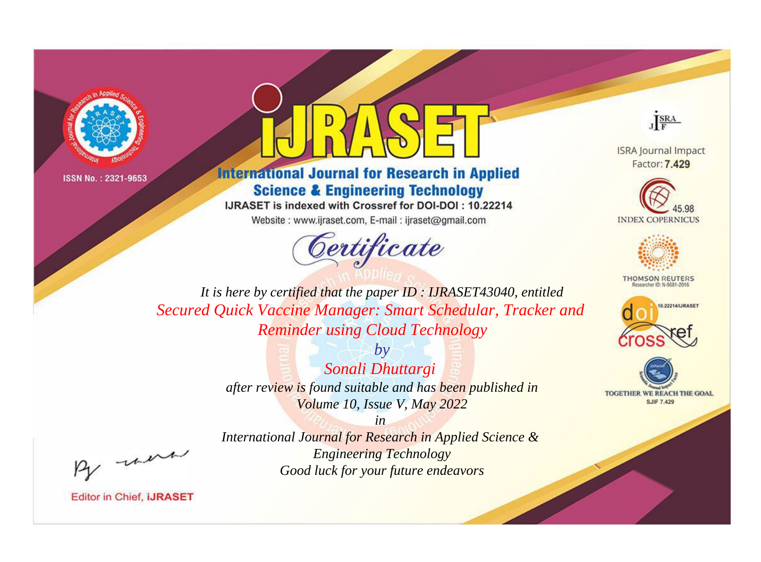ISSN No. : 2321-9653

# iJRASET

## International Journal for Research in Applied Science & Engineering Technology

IJRASET is indexed with Crossref for DOI-DOI : 10.22214

Website : www.ijraset.com, E-mail : ijraset@gmail.com

*Certificate*

*It is here by certified that the paper ID : IJRASET43040, entitled*

*Secured Quick Vaccine Manager: Smart Schedular, Tracker and Reminder using Cloud Technology*

*by*

*Sonali Dhuttargi*

*after review is found suitable and has been published in*

*Volume 10, Issue V, May 2022*

*in*

*International Journal for Research in Applied Science & Engineering Technology*

*Good luck for your future endeavors*

ISRA Journal Impact Factor: **7.429**

45.98 INDEX COPERNICUS

THOMSON REUTERS Researcher ID: N-9681-2016

10.22214/IJRASET

TOGETHER WE REACH THE GOAL SJIF 7.429

Editor in Chief, **iJRASET**